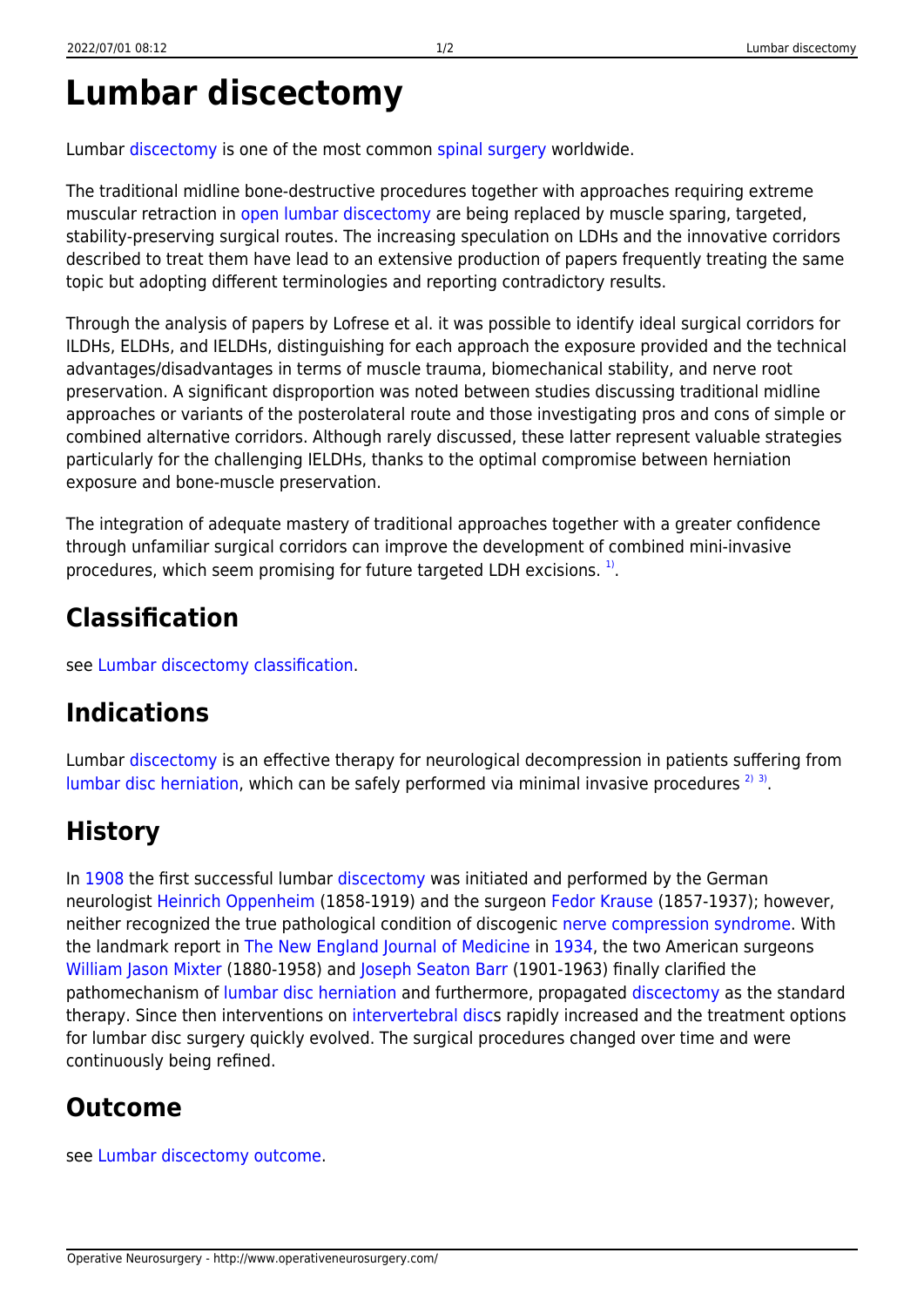# Lumbar discectomy

Lumbar discectomy is one of the most common spinal surgery worldwide.

The traditional midline bone-destructive procedures together with approaches requiring extreme muscular retraction in open lumbar discectomy are being replaced by muscle sparing, targeted, stability-preserving surgical routes. The increasing speculation on LDHs and the innovative corridors described to treat them have lead to an extensive production of papers frequently treating the same topic but adopting different terminologies and reporting contradictory results.

Through the analysis of papers by Lofrese et al. it was possible to identify ideal surgical corridors for ILDHs, ELDHs, and IELDHs, distinguishing for each approach the exposure provided and the technical advantages/disadvantages in terms of muscle trauma, biomechanical stability, and nerve root preservation. A significant disproportion was noted between studies discussing traditional midline approaches or variants of the posterolateral route and those investigating pros and cons of simple or combined alternative corridors. Although rarely discussed, these latter represent valuable strategies particularly for the challenging IELDHs, thanks to the optimal compromise between herniation exposure and bone-muscle preservation.

The integration of adequate mastery of traditional approaches together with a greater confidence through unfamiliar surgical corridors can improve the development of combined mini-invasive procedures, which seem promising for future targeted LDH excisions. [1].

## Classification

see Lumbar discectomy classification.

## Indications

Lumbar discectomy is an effective therapy for neurological decompression in patients suffering from lumbar disc herniation, which can be safely performed via minimal invasive procedures [2] [3].

## History

In 1908 the first successful lumbar discectomy was initiated and performed by the German neurologist Heinrich Oppenheim (1858-1919) and the surgeon Fedor Krause (1857-1937); however, neither recognized the true pathological condition of discogenic nerve compression syndrome. With the landmark report in The New England Journal of Medicine in 1934, the two American surgeons William Jason Mixter (1880-1958) and Joseph Seaton Barr (1901-1963) finally clarified the pathomechanism of lumbar disc herniation and furthermore, propagated discectomy as the standard therapy. Since then interventions on intervertebral discs rapidly increased and the treatment options for lumbar disc surgery quickly evolved. The surgical procedures changed over time and were continuously being refined.

## Outcome

see Lumbar discectomy outcome.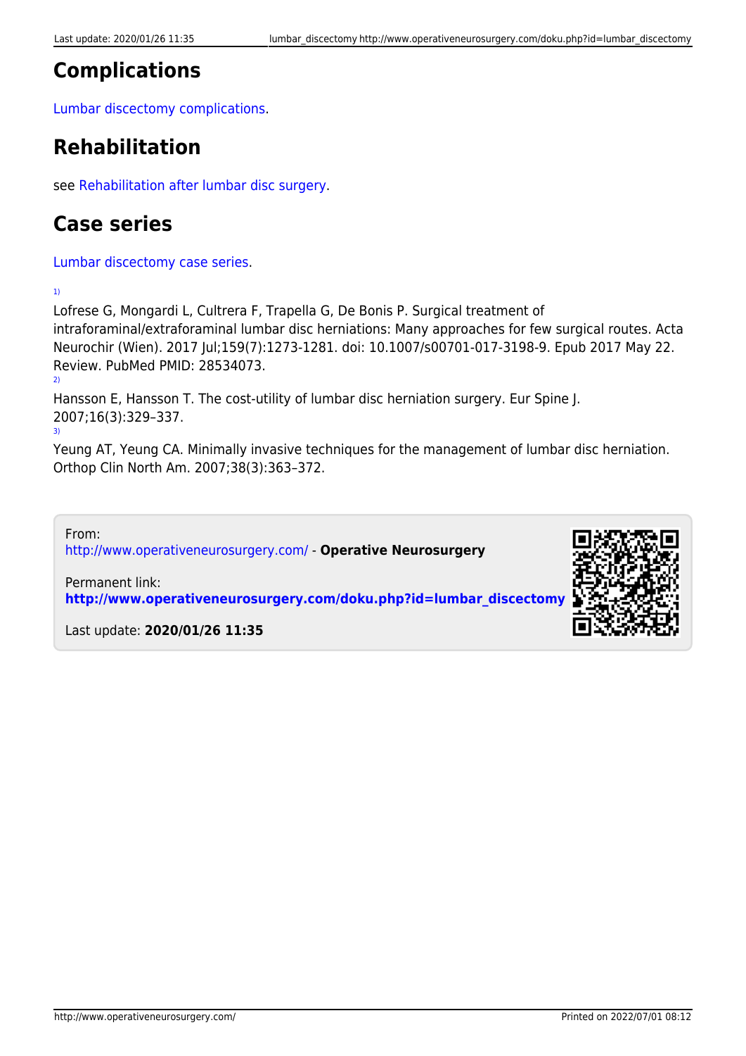## Complications

Lumbar discectomy complications.

## Rehabilitation

see Rehabilitation after lumbar disc surgery.

## Case series

Lumbar discectomy case series.

1)

Lofrese G, Mongardi L, Cultrera F, Trapella G, De Bonis P. Surgical treatment of intraforaminal/extraforaminal lumbar disc herniations: Many approaches for few surgical routes. Acta Neurochir (Wien). 2017 Jul;159(7):1273-1281. doi: 10.1007/s00701-017-3198-9. Epub 2017 May 22. Review. PubMed PMID: 28534073.

2)

Hansson E, Hansson T. The cost-utility of lumbar disc herniation surgery. Eur Spine J. 2007;16(3):329–337.

3)

Yeung AT, Yeung CA. Minimally invasive techniques for the management of lumbar disc herniation. Orthop Clin North Am. 2007;38(3):363–372.

From:
http://www.operativeneurosurgery.com/ - **Operative Neurosurgery**

Permanent link:
**http://www.operativeneurosurgery.com/doku.php?id=lumbar_discectomy**

Last update: **2020/01/26 11:35**